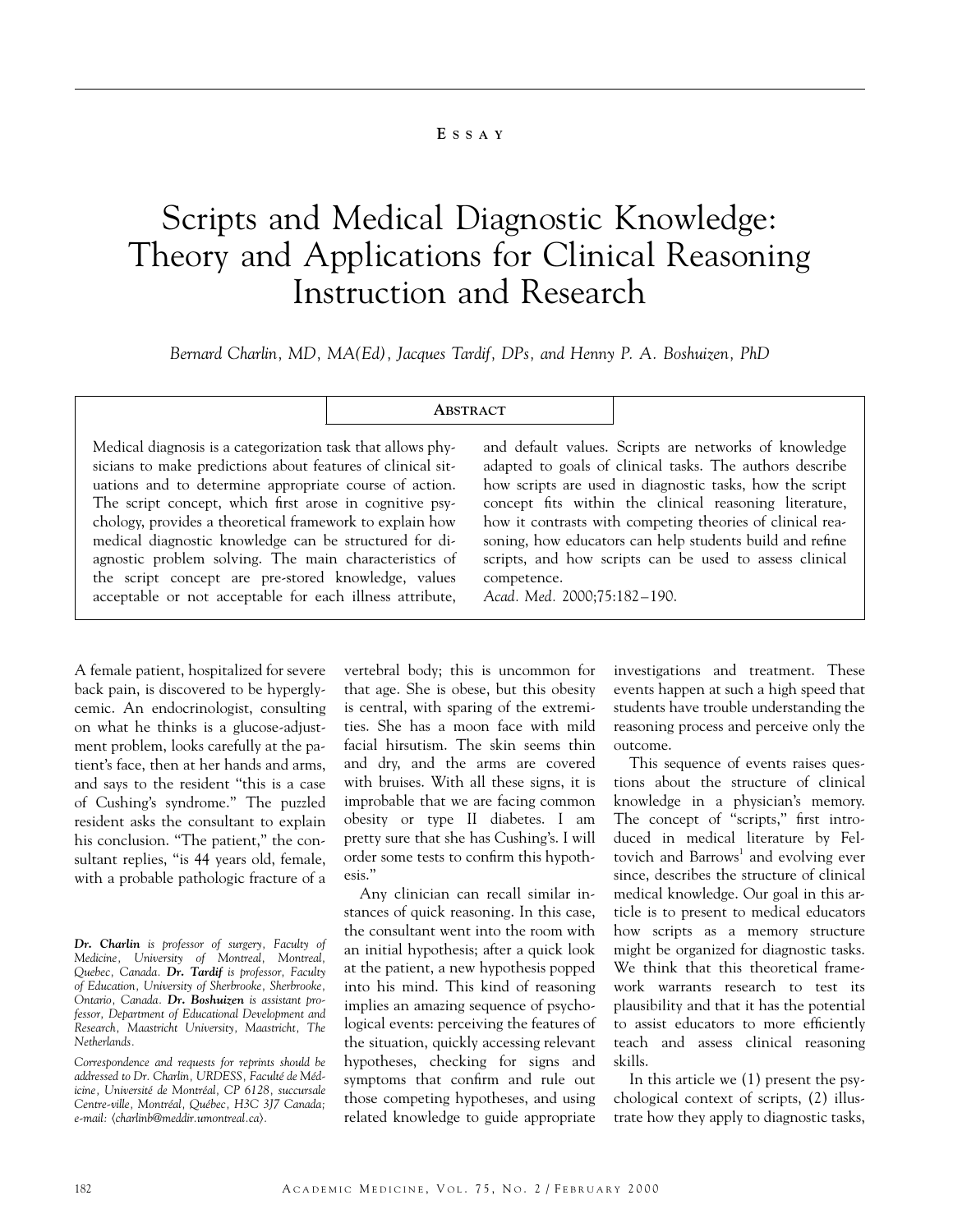ESSAY

# Scripts and Medical Diagnostic Knowledge: Theory and Applications for Clinical Reasoning Instruction and Research

*Bernard Charlin, MD, MA(Ed), Jacques Tardif, DPs, and Henny P. A. Boshuizen, PhD*

## Abstract

Medical diagnosis is a categorization task that allows physicians to make predictions about features of clinical situations and to determine appropriate course of action. The script concept, which first arose in cognitive psychology, provides a theoretical framework to explain how medical diagnostic knowledge can be structured for diagnostic problem solving. The main characteristics of the script concept are pre-stored knowledge, values acceptable or not acceptable for each illness attribute, and default values. Scripts are networks of knowledge adapted to goals of clinical tasks. The authors describe how scripts are used in diagnostic tasks, how the script concept fits within the clinical reasoning literature, how it contrasts with competing theories of clinical reasoning, how educators can help students build and refine scripts, and how scripts can be used to assess clinical competence.

*Acad. Med.* 2000;75:182–190.

A female patient, hospitalized for severe back pain, is discovered to be hyperglycemic. An endocrinologist, consulting on what he thinks is a glucose-adjustment problem, looks carefully at the patient's face, then at her hands and arms, and says to the resident "this is a case of Cushing's syndrome." The puzzled resident asks the consultant to explain his conclusion. "The patient," the consultant replies, "is 44 years old, female, with a probable pathologic fracture of a vertebral body; this is uncommon for that age. She is obese, but this obesity is central, with sparing of the extremities. She has a moon face with mild facial hirsutism. The skin seems thin and dry, and the arms are covered with bruises. With all these signs, it is improbable that we are facing common obesity or type II diabetes. I am pretty sure that she has Cushing's. I will order some tests to confirm this hypothesis."

Any clinician can recall similar instances of quick reasoning. In this case, the consultant went into the room with an initial hypothesis; after a quick look at the patient, a new hypothesis popped into his mind. This kind of reasoning implies an amazing sequence of psychological events: perceiving the features of the situation, quickly accessing relevant hypotheses, checking for signs and symptoms that confirm and rule out those competing hypotheses, and using related knowledge to guide appropriate investigations and treatment. These events happen at such a high speed that students have trouble understanding the reasoning process and perceive only the outcome.

This sequence of events raises questions about the structure of clinical knowledge in a physician's memory. The concept of "scripts," first introduced in medical literature by Feltovich and Barrows[1] and evolving ever since, describes the structure of clinical medical knowledge. Our goal in this article is to present to medical educators how scripts as a memory structure might be organized for diagnostic tasks. We think that this theoretical framework warrants research to test its plausibility and that it has the potential to assist educators to more efficiently teach and assess clinical reasoning skills.

In this article we (1) present the psychological context of scripts, (2) illustrate how they apply to diagnostic tasks,

---

***Dr. Charlin** is professor of surgery, Faculty of Medicine, University of Montreal, Montreal, Quebec, Canada. **Dr. Tardif** is professor, Faculty of Education, University of Sherbrooke, Sherbrooke, Ontario, Canada. **Dr. Boshuizen** is assistant professor, Department of Educational Development and Research, Maastricht University, Maastricht, The Netherlands.*

*Correspondence and requests for reprints should be addressed to Dr. Charlin, URDESS, Faculté de Médicine, Université de Montréal, CP 6128, succursale Centre-ville, Montréal, Québec, H3C 3J7 Canada; e-mail: ⟨charlinb@meddir.umontreal.ca⟩.*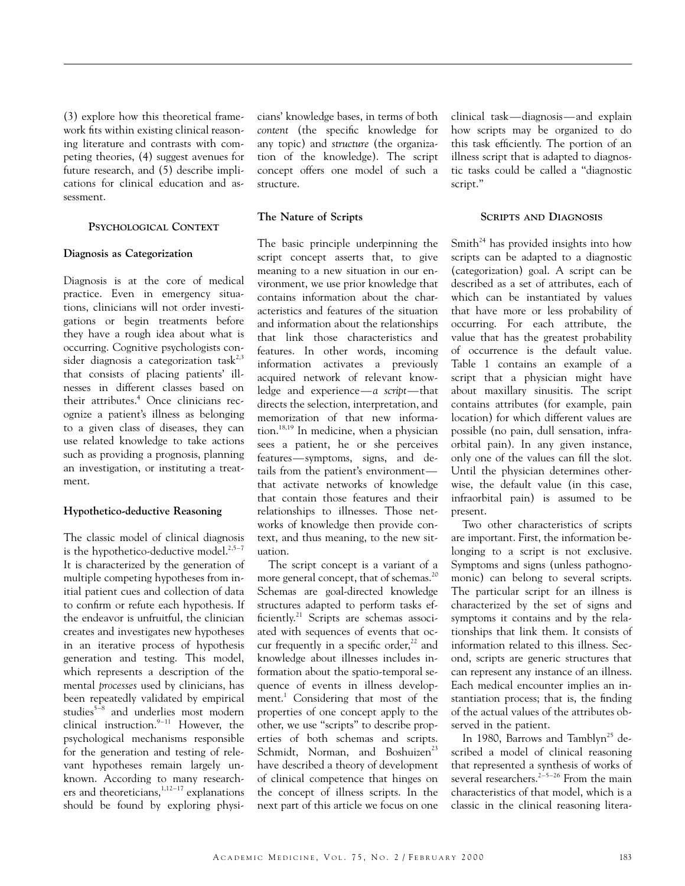(3) explore how this theoretical framework fits within existing clinical reasoning literature and contrasts with competing theories, (4) suggest avenues for future research, and (5) describe implications for clinical education and assessment.

## Psychological Context

### Diagnosis as Categorization

Diagnosis is at the core of medical practice. Even in emergency situations, clinicians will not order investigations or begin treatments before they have a rough idea about what is occurring. Cognitive psychologists consider diagnosis a categorization task[2,3] that consists of placing patients' illnesses in different classes based on their attributes.[4] Once clinicians recognize a patient's illness as belonging to a given class of diseases, they can use related knowledge to take actions such as providing a prognosis, planning an investigation, or instituting a treatment.

### Hypothetico-deductive Reasoning

The classic model of clinical diagnosis is the hypothetico-deductive model.[2,5–7] It is characterized by the generation of multiple competing hypotheses from initial patient cues and collection of data to confirm or refute each hypothesis. If the endeavor is unfruitful, the clinician creates and investigates new hypotheses in an iterative process of hypothesis generation and testing. This model, which represents a description of the mental *processes* used by clinicians, has been repeatedly validated by empirical studies[5–8] and underlies most modern clinical instruction.[9–11] However, the psychological mechanisms responsible for the generation and testing of relevant hypotheses remain largely unknown. According to many researchers and theoreticians,[1,12–17] explanations should be found by exploring physicians' knowledge bases, in terms of both *content* (the specific knowledge for any topic) and *structure* (the organization of the knowledge). The script concept offers one model of such a structure.

### The Nature of Scripts

The basic principle underpinning the script concept asserts that, to give meaning to a new situation in our environment, we use prior knowledge that contains information about the characteristics and features of the situation and information about the relationships that link those characteristics and features. In other words, incoming information activates a previously acquired network of relevant knowledge and experience—*a script*—that directs the selection, interpretation, and memorization of that new information.[18,19] In medicine, when a physician sees a patient, he or she perceives features—symptoms, signs, and details from the patient's environment—that activate networks of knowledge that contain those features and their relationships to illnesses. Those networks of knowledge then provide context, and thus meaning, to the new situation.

The script concept is a variant of a more general concept, that of schemas.[20] Schemas are goal-directed knowledge structures adapted to perform tasks efficiently.[21] Scripts are schemas associated with sequences of events that occur frequently in a specific order,[22] and knowledge about illnesses includes information about the spatio-temporal sequence of events in illness development.[1] Considering that most of the properties of one concept apply to the other, we use "scripts" to describe properties of both schemas and scripts. Schmidt, Norman, and Boshuizen[23] have described a theory of development of clinical competence that hinges on the concept of illness scripts. In the next part of this article we focus on one clinical task—diagnosis—and explain how scripts may be organized to do this task efficiently. The portion of an illness script that is adapted to diagnostic tasks could be called a "diagnostic script."

## Scripts and Diagnosis

Smith[24] has provided insights into how scripts can be adapted to a diagnostic (categorization) goal. A script can be described as a set of attributes, each of which can be instantiated by values that have more or less probability of occurring. For each attribute, the value that has the greatest probability of occurrence is the default value. Table 1 contains an example of a script that a physician might have about maxillary sinusitis. The script contains attributes (for example, pain location) for which different values are possible (no pain, dull sensation, infraorbital pain). In any given instance, only one of the values can fill the slot. Until the physician determines otherwise, the default value (in this case, infraorbital pain) is assumed to be present.

Two other characteristics of scripts are important. First, the information belonging to a script is not exclusive. Symptoms and signs (unless pathognomonic) can belong to several scripts. The particular script for an illness is characterized by the set of signs and symptoms it contains and by the relationships that link them. It consists of information related to this illness. Second, scripts are generic structures that can represent any instance of an illness. Each medical encounter implies an instantiation process; that is, the finding of the actual values of the attributes observed in the patient.

In 1980, Barrows and Tamblyn[25] described a model of clinical reasoning that represented a synthesis of works of several researchers.[2–5–26] From the main characteristics of that model, which is a classic in the clinical reasoning litera-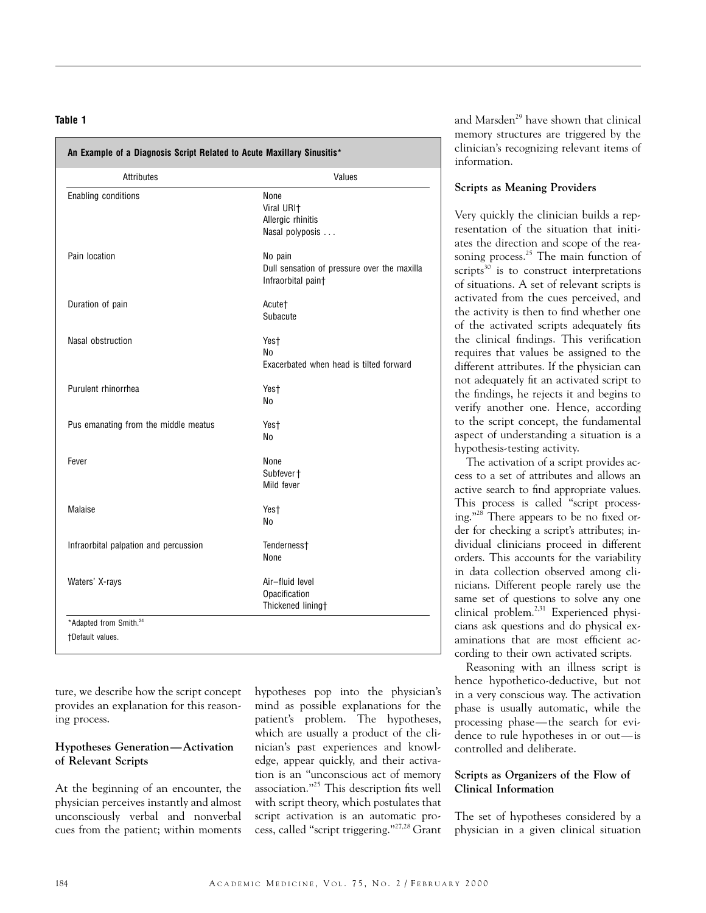**Table 1**

**An Example of a Diagnosis Script Related to Acute Maxillary Sinusitis***

| Attributes | Values |
| --- | --- |
| Enabling conditions | None<br>Viral URI†<br>Allergic rhinitis<br>Nasal polyposis . . . |
| Pain location | No pain<br>Dull sensation of pressure over the maxilla<br>Infraorbital pain† |
| Duration of pain | Acute†<br>Subacute |
| Nasal obstruction | Yes†<br>No<br>Exacerbated when head is tilted forward |
| Purulent rhinorrhea | Yes†<br>No |
| Pus emanating from the middle meatus | Yes†<br>No |
| Fever | None<br>Subfever†<br>Mild fever |
| Malaise | Yes†<br>No |
| Infraorbital palpation and percussion | Tenderness†<br>None |
| Waters' X-rays | Air–fluid level<br>Opacification<br>Thickened lining† |

*Adapted from Smith.[24]

†Default values.

ture, we describe how the script concept provides an explanation for this reasoning process.

**Hypotheses Generation—Activation of Relevant Scripts**

At the beginning of an encounter, the physician perceives instantly and almost unconsciously verbal and nonverbal cues from the patient; within moments hypotheses pop into the physician's mind as possible explanations for the patient's problem. The hypotheses, which are usually a product of the clinician's past experiences and knowledge, appear quickly, and their activation is an "unconscious act of memory association."[25] This description fits well with script theory, which postulates that script activation is an automatic process, called "script triggering."[27,28] Grant and Marsden[29] have shown that clinical memory structures are triggered by the clinician's recognizing relevant items of information.

**Scripts as Meaning Providers**

Very quickly the clinician builds a representation of the situation that initiates the direction and scope of the reasoning process.[25] The main function of scripts[30] is to construct interpretations of situations. A set of relevant scripts is activated from the cues perceived, and the activity is then to find whether one of the activated scripts adequately fits the clinical findings. This verification requires that values be assigned to the different attributes. If the physician can not adequately fit an activated script to the findings, he rejects it and begins to verify another one. Hence, according to the script concept, the fundamental aspect of understanding a situation is a hypothesis-testing activity.

The activation of a script provides access to a set of attributes and allows an active search to find appropriate values. This process is called "script processing."[28] There appears to be no fixed order for checking a script's attributes; individual clinicians proceed in different orders. This accounts for the variability in data collection observed among clinicians. Different people rarely use the same set of questions to solve any one clinical problem.[2,31] Experienced physicians ask questions and do physical examinations that are most efficient according to their own activated scripts.

Reasoning with an illness script is hence hypothetico-deductive, but not in a very conscious way. The activation phase is usually automatic, while the processing phase—the search for evidence to rule hypotheses in or out—is controlled and deliberate.

**Scripts as Organizers of the Flow of Clinical Information**

The set of hypotheses considered by a physician in a given clinical situation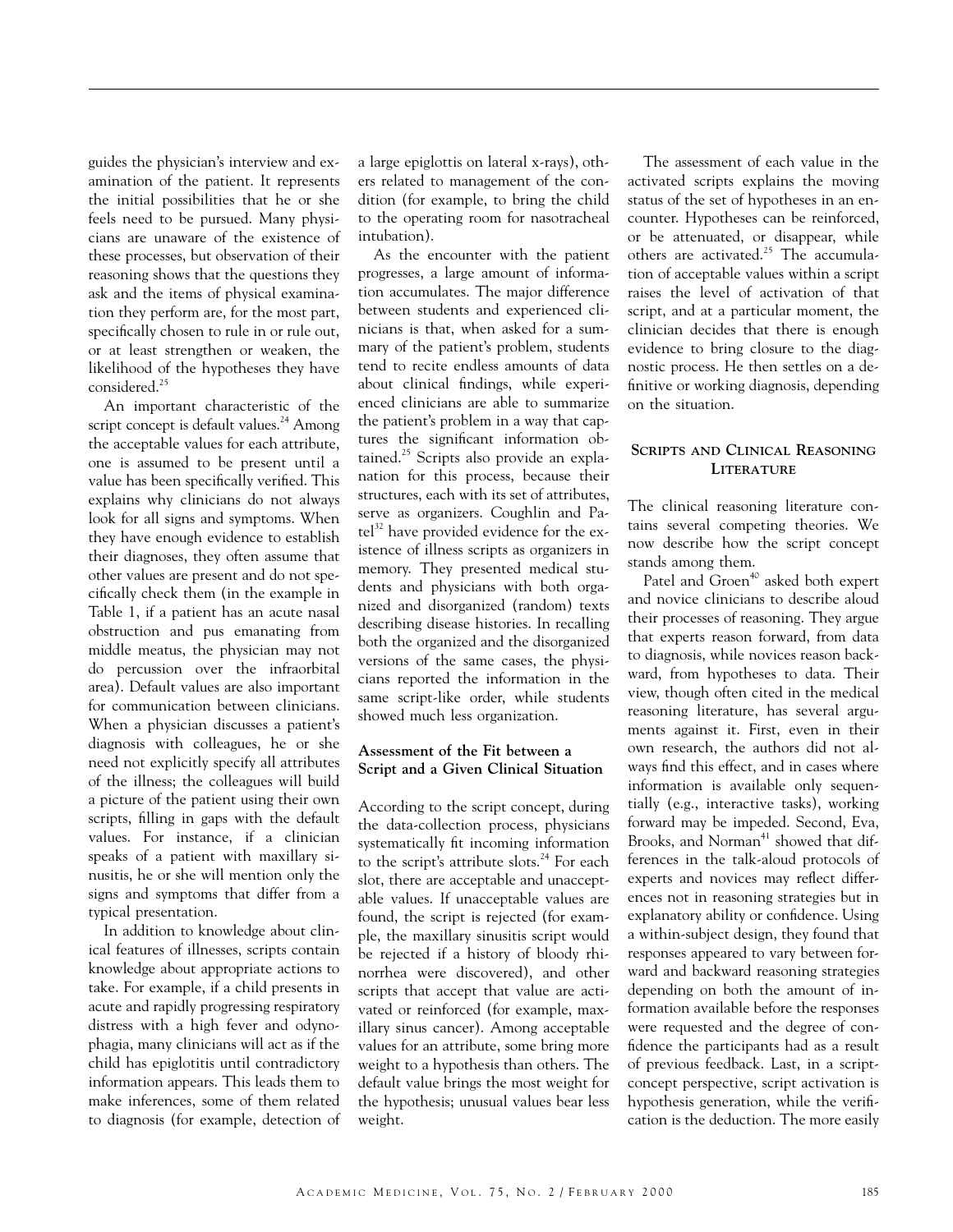guides the physician's interview and examination of the patient. It represents the initial possibilities that he or she feels need to be pursued. Many physicians are unaware of the existence of these processes, but observation of their reasoning shows that the questions they ask and the items of physical examination they perform are, for the most part, specifically chosen to rule in or rule out, or at least strengthen or weaken, the likelihood of the hypotheses they have considered.[25]

An important characteristic of the script concept is default values.[24] Among the acceptable values for each attribute, one is assumed to be present until a value has been specifically verified. This explains why clinicians do not always look for all signs and symptoms. When they have enough evidence to establish their diagnoses, they often assume that other values are present and do not specifically check them (in the example in Table 1, if a patient has an acute nasal obstruction and pus emanating from middle meatus, the physician may not do percussion over the infraorbital area). Default values are also important for communication between clinicians. When a physician discusses a patient's diagnosis with colleagues, he or she need not explicitly specify all attributes of the illness; the colleagues will build a picture of the patient using their own scripts, filling in gaps with the default values. For instance, if a clinician speaks of a patient with maxillary sinusitis, he or she will mention only the signs and symptoms that differ from a typical presentation.

In addition to knowledge about clinical features of illnesses, scripts contain knowledge about appropriate actions to take. For example, if a child presents in acute and rapidly progressing respiratory distress with a high fever and odynophagia, many clinicians will act as if the child has epiglotitis until contradictory information appears. This leads them to make inferences, some of them related to diagnosis (for example, detection of a large epiglottis on lateral x-rays), others related to management of the condition (for example, to bring the child to the operating room for nasotracheal intubation).

As the encounter with the patient progresses, a large amount of information accumulates. The major difference between students and experienced clinicians is that, when asked for a summary of the patient's problem, students tend to recite endless amounts of data about clinical findings, while experienced clinicians are able to summarize the patient's problem in a way that captures the significant information obtained.[25] Scripts also provide an explanation for this process, because their structures, each with its set of attributes, serve as organizers. Coughlin and Patel[32] have provided evidence for the existence of illness scripts as organizers in memory. They presented medical students and physicians with both organized and disorganized (random) texts describing disease histories. In recalling both the organized and the disorganized versions of the same cases, the physicians reported the information in the same script-like order, while students showed much less organization.

### Assessment of the Fit between a Script and a Given Clinical Situation

According to the script concept, during the data-collection process, physicians systematically fit incoming information to the script's attribute slots.[24] For each slot, there are acceptable and unacceptable values. If unacceptable values are found, the script is rejected (for example, the maxillary sinusitis script would be rejected if a history of bloody rhinorrhea were discovered), and other scripts that accept that value are activated or reinforced (for example, maxillary sinus cancer). Among acceptable values for an attribute, some bring more weight to a hypothesis than others. The default value brings the most weight for the hypothesis; unusual values bear less weight.

The assessment of each value in the activated scripts explains the moving status of the set of hypotheses in an encounter. Hypotheses can be reinforced, or be attenuated, or disappear, while others are activated.[25] The accumulation of acceptable values within a script raises the level of activation of that script, and at a particular moment, the clinician decides that there is enough evidence to bring closure to the diagnostic process. He then settles on a definitive or working diagnosis, depending on the situation.

## Scripts and Clinical Reasoning Literature

The clinical reasoning literature contains several competing theories. We now describe how the script concept stands among them.

Patel and Groen[40] asked both expert and novice clinicians to describe aloud their processes of reasoning. They argue that experts reason forward, from data to diagnosis, while novices reason backward, from hypotheses to data. Their view, though often cited in the medical reasoning literature, has several arguments against it. First, even in their own research, the authors did not always find this effect, and in cases where information is available only sequentially (e.g., interactive tasks), working forward may be impeded. Second, Eva, Brooks, and Norman[41] showed that differences in the talk-aloud protocols of experts and novices may reflect differences not in reasoning strategies but in explanatory ability or confidence. Using a within-subject design, they found that responses appeared to vary between forward and backward reasoning strategies depending on both the amount of information available before the responses were requested and the degree of confidence the participants had as a result of previous feedback. Last, in a script-concept perspective, script activation is hypothesis generation, while the verification is the deduction. The more easily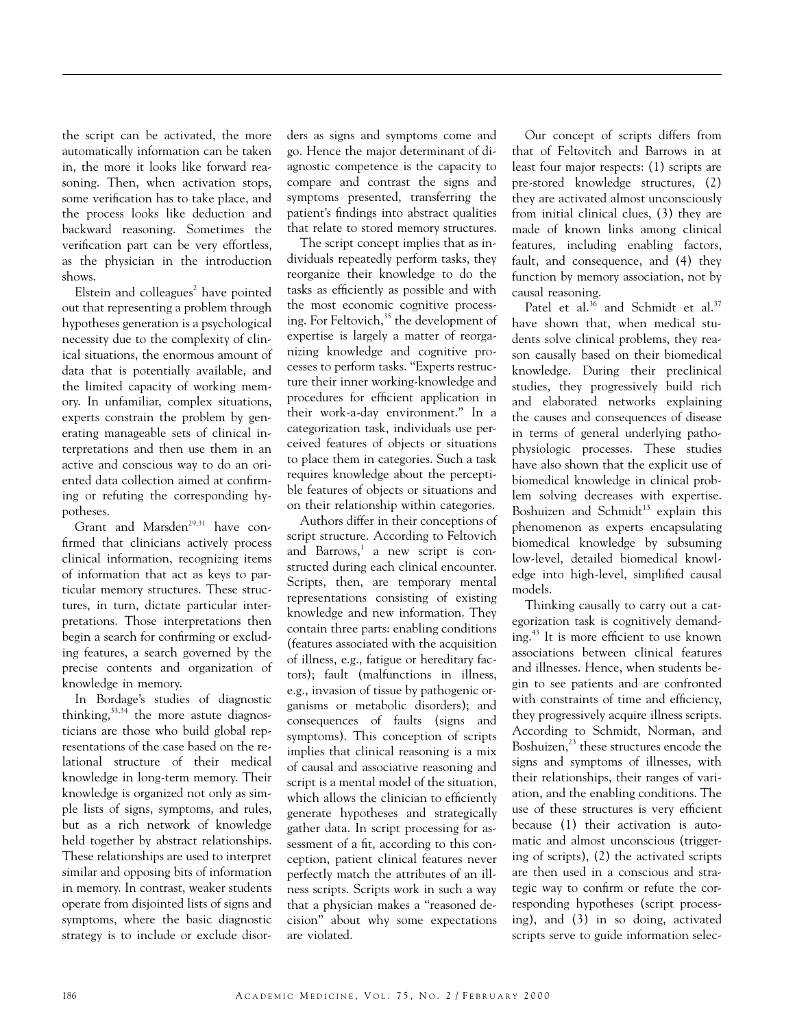the script can be activated, the more automatically information can be taken in, the more it looks like forward reasoning. Then, when activation stops, some verification has to take place, and the process looks like deduction and backward reasoning. Sometimes the verification part can be very effortless, as the physician in the introduction shows.

Elstein and colleagues[2] have pointed out that representing a problem through hypotheses generation is a psychological necessity due to the complexity of clinical situations, the enormous amount of data that is potentially available, and the limited capacity of working memory. In unfamiliar, complex situations, experts constrain the problem by generating manageable sets of clinical interpretations and then use them in an active and conscious way to do an oriented data collection aimed at confirming or refuting the corresponding hypotheses.

Grant and Marsden[29,31] have confirmed that clinicians actively process clinical information, recognizing items of information that act as keys to particular memory structures. These structures, in turn, dictate particular interpretations. Those interpretations then begin a search for confirming or excluding features, a search governed by the precise contents and organization of knowledge in memory.

In Bordage's studies of diagnostic thinking,[33,34] the more astute diagnosticians are those who build global representations of the case based on the relational structure of their medical knowledge in long-term memory. Their knowledge is organized not only as simple lists of signs, symptoms, and rules, but as a rich network of knowledge held together by abstract relationships. These relationships are used to interpret similar and opposing bits of information in memory. In contrast, weaker students operate from disjointed lists of signs and symptoms, where the basic diagnostic strategy is to include or exclude disorders as signs and symptoms come and go. Hence the major determinant of diagnostic competence is the capacity to compare and contrast the signs and symptoms presented, transferring the patient's findings into abstract qualities that relate to stored memory structures.

The script concept implies that as individuals repeatedly perform tasks, they reorganize their knowledge to do the tasks as efficiently as possible and with the most economic cognitive processing. For Feltovich,[35] the development of expertise is largely a matter of reorganizing knowledge and cognitive processes to perform tasks. "Experts restructure their inner working-knowledge and procedures for efficient application in their work-a-day environment." In a categorization task, individuals use perceived features of objects or situations to place them in categories. Such a task requires knowledge about the perceptible features of objects or situations and on their relationship within categories.

Authors differ in their conceptions of script structure. According to Feltovich and Barrows,[1] a new script is constructed during each clinical encounter. Scripts, then, are temporary mental representations consisting of existing knowledge and new information. They contain three parts: enabling conditions (features associated with the acquisition of illness, e.g., fatigue or hereditary factors); fault (malfunctions in illness, e.g., invasion of tissue by pathogenic organisms or metabolic disorders); and consequences of faults (signs and symptoms). This conception of scripts implies that clinical reasoning is a mix of causal and associative reasoning and script is a mental model of the situation, which allows the clinician to efficiently generate hypotheses and strategically gather data. In script processing for assessment of a fit, according to this conception, patient clinical features never perfectly match the attributes of an illness scripts. Scripts work in such a way that a physician makes a "reasoned decision" about why some expectations are violated.

Our concept of scripts differs from that of Feltovitch and Barrows in at least four major respects: (1) scripts are pre-stored knowledge structures, (2) they are activated almost unconsciously from initial clinical clues, (3) they are made of known links among clinical features, including enabling factors, fault, and consequence, and (4) they function by memory association, not by causal reasoning.

Patel et al.[36] and Schmidt et al.[37] have shown that, when medical students solve clinical problems, they reason causally based on their biomedical knowledge. During their preclinical studies, they progressively build rich and elaborated networks explaining the causes and consequences of disease in terms of general underlying pathophysiologic processes. These studies have also shown that the explicit use of biomedical knowledge in clinical problem solving decreases with expertise. Boshuizen and Schmidt[13] explain this phenomenon as experts encapsulating biomedical knowledge by subsuming low-level, detailed biomedical knowledge into high-level, simplified causal models.

Thinking causally to carry out a categorization task is cognitively demanding.[43] It is more efficient to use known associations between clinical features and illnesses. Hence, when students begin to see patients and are confronted with constraints of time and efficiency, they progressively acquire illness scripts. According to Schmidt, Norman, and Boshuizen,[23] these structures encode the signs and symptoms of illnesses, with their relationships, their ranges of variation, and the enabling conditions. The use of these structures is very efficient because (1) their activation is automatic and almost unconscious (triggering of scripts), (2) the activated scripts are then used in a conscious and strategic way to confirm or refute the corresponding hypotheses (script processing), and (3) in so doing, activated scripts serve to guide information selec-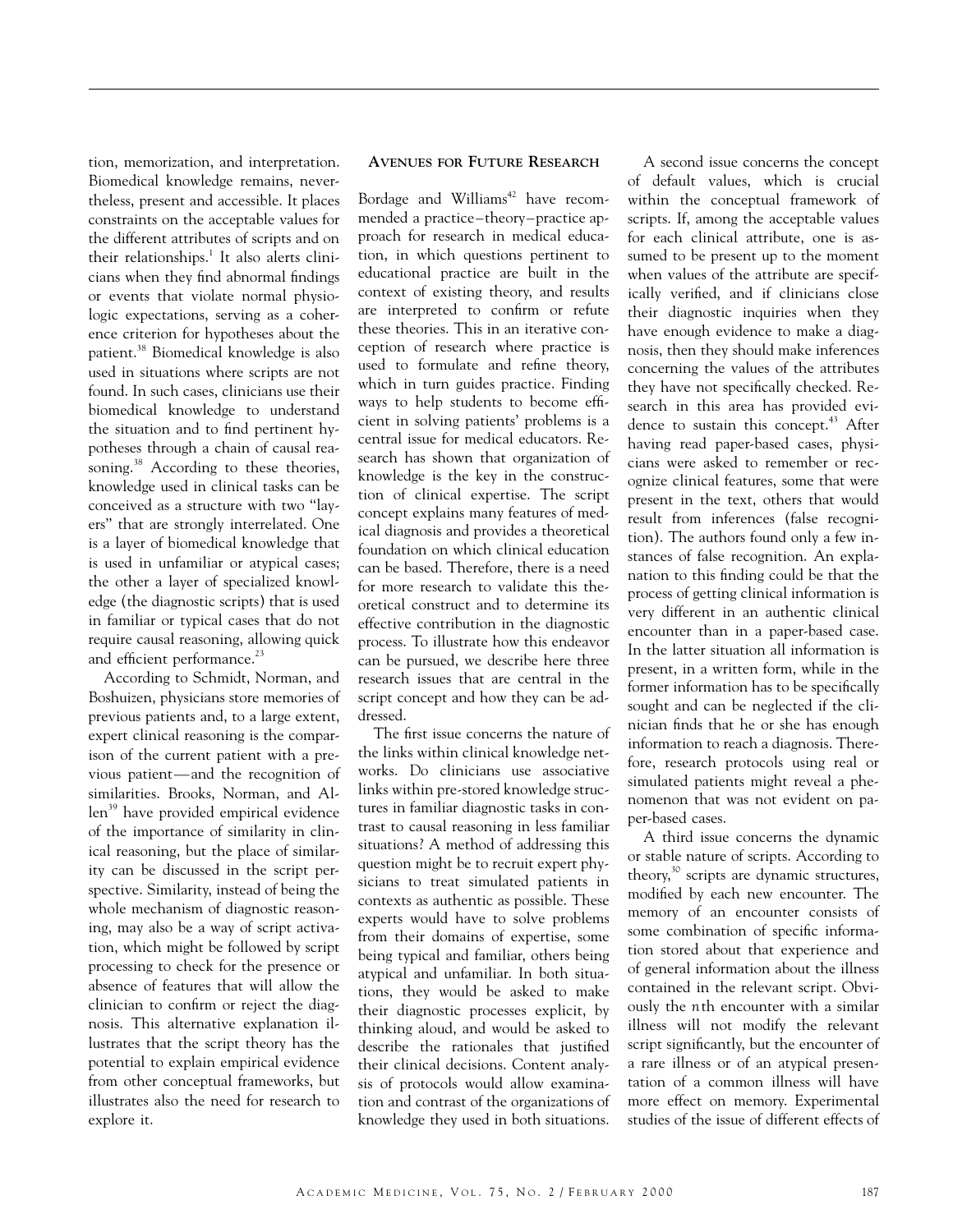tion, memorization, and interpretation. Biomedical knowledge remains, nevertheless, present and accessible. It places constraints on the acceptable values for the different attributes of scripts and on their relationships.[1] It also alerts clinicians when they find abnormal findings or events that violate normal physiologic expectations, serving as a coherence criterion for hypotheses about the patient.[38] Biomedical knowledge is also used in situations where scripts are not found. In such cases, clinicians use their biomedical knowledge to understand the situation and to find pertinent hypotheses through a chain of causal reasoning.[38] According to these theories, knowledge used in clinical tasks can be conceived as a structure with two "layers" that are strongly interrelated. One is a layer of biomedical knowledge that is used in unfamiliar or atypical cases; the other a layer of specialized knowledge (the diagnostic scripts) that is used in familiar or typical cases that do not require causal reasoning, allowing quick and efficient performance.[23]

According to Schmidt, Norman, and Boshuizen, physicians store memories of previous patients and, to a large extent, expert clinical reasoning is the comparison of the current patient with a previous patient—and the recognition of similarities. Brooks, Norman, and Allen[39] have provided empirical evidence of the importance of similarity in clinical reasoning, but the place of similarity can be discussed in the script perspective. Similarity, instead of being the whole mechanism of diagnostic reasoning, may also be a way of script activation, which might be followed by script processing to check for the presence or absence of features that will allow the clinician to confirm or reject the diagnosis. This alternative explanation illustrates that the script theory has the potential to explain empirical evidence from other conceptual frameworks, but illustrates also the need for research to explore it.

## Avenues for Future Research

Bordage and Williams[42] have recommended a practice–theory–practice approach for research in medical education, in which questions pertinent to educational practice are built in the context of existing theory, and results are interpreted to confirm or refute these theories. This in an iterative conception of research where practice is used to formulate and refine theory, which in turn guides practice. Finding ways to help students to become efficient in solving patients' problems is a central issue for medical educators. Research has shown that organization of knowledge is the key in the construction of clinical expertise. The script concept explains many features of medical diagnosis and provides a theoretical foundation on which clinical education can be based. Therefore, there is a need for more research to validate this theoretical construct and to determine its effective contribution in the diagnostic process. To illustrate how this endeavor can be pursued, we describe here three research issues that are central in the script concept and how they can be addressed.

The first issue concerns the nature of the links within clinical knowledge networks. Do clinicians use associative links within pre-stored knowledge structures in familiar diagnostic tasks in contrast to causal reasoning in less familiar situations? A method of addressing this question might be to recruit expert physicians to treat simulated patients in contexts as authentic as possible. These experts would have to solve problems from their domains of expertise, some being typical and familiar, others being atypical and unfamiliar. In both situations, they would be asked to make their diagnostic processes explicit, by thinking aloud, and would be asked to describe the rationales that justified their clinical decisions. Content analysis of protocols would allow examination and contrast of the organizations of knowledge they used in both situations.

A second issue concerns the concept of default values, which is crucial within the conceptual framework of scripts. If, among the acceptable values for each clinical attribute, one is assumed to be present up to the moment when values of the attribute are specifically verified, and if clinicians close their diagnostic inquiries when they have enough evidence to make a diagnosis, then they should make inferences concerning the values of the attributes they have not specifically checked. Research in this area has provided evidence to sustain this concept.[43] After having read paper-based cases, physicians were asked to remember or recognize clinical features, some that were present in the text, others that would result from inferences (false recognition). The authors found only a few instances of false recognition. An explanation to this finding could be that the process of getting clinical information is very different in an authentic clinical encounter than in a paper-based case. In the latter situation all information is present, in a written form, while in the former information has to be specifically sought and can be neglected if the clinician finds that he or she has enough information to reach a diagnosis. Therefore, research protocols using real or simulated patients might reveal a phenomenon that was not evident on paper-based cases.

A third issue concerns the dynamic or stable nature of scripts. According to theory,[30] scripts are dynamic structures, modified by each new encounter. The memory of an encounter consists of some combination of specific information stored about that experience and of general information about the illness contained in the relevant script. Obviously the *n*th encounter with a similar illness will not modify the relevant script significantly, but the encounter of a rare illness or of an atypical presentation of a common illness will have more effect on memory. Experimental studies of the issue of different effects of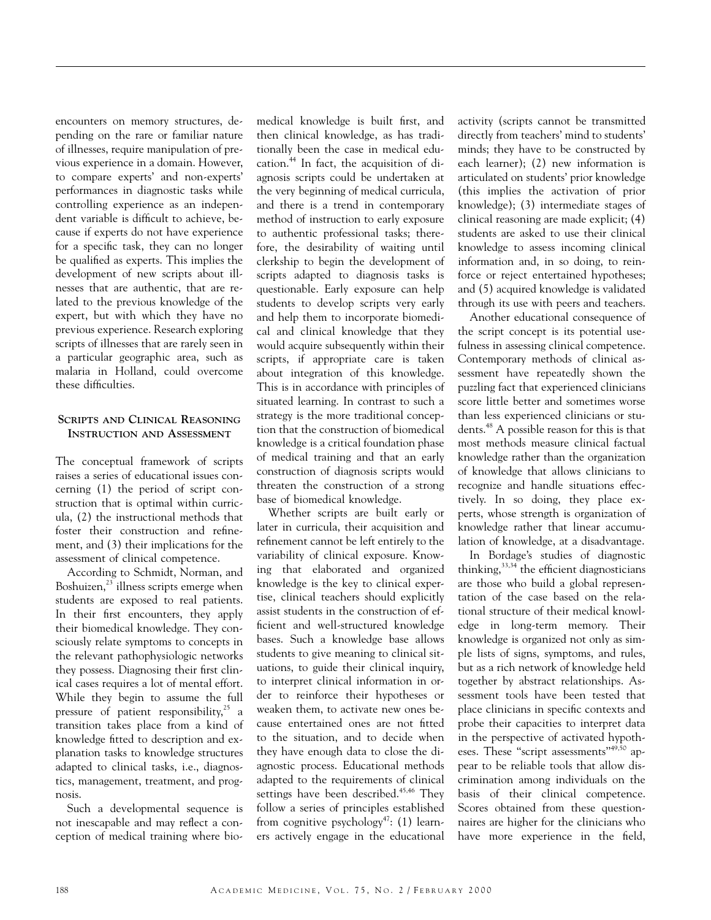encounters on memory structures, depending on the rare or familiar nature of illnesses, require manipulation of previous experience in a domain. However, to compare experts' and non-experts' performances in diagnostic tasks while controlling experience as an independent variable is difficult to achieve, because if experts do not have experience for a specific task, they can no longer be qualified as experts. This implies the development of new scripts about illnesses that are authentic, that are related to the previous knowledge of the expert, but with which they have no previous experience. Research exploring scripts of illnesses that are rarely seen in a particular geographic area, such as malaria in Holland, could overcome these difficulties.

## Scripts and Clinical Reasoning Instruction and Assessment

The conceptual framework of scripts raises a series of educational issues concerning (1) the period of script construction that is optimal within curricula, (2) the instructional methods that foster their construction and refinement, and (3) their implications for the assessment of clinical competence.

According to Schmidt, Norman, and Boshuizen,[23] illness scripts emerge when students are exposed to real patients. In their first encounters, they apply their biomedical knowledge. They consciously relate symptoms to concepts in the relevant pathophysiologic networks they possess. Diagnosing their first clinical cases requires a lot of mental effort. While they begin to assume the full pressure of patient responsibility,[25] a transition takes place from a kind of knowledge fitted to description and explanation tasks to knowledge structures adapted to clinical tasks, i.e., diagnostics, management, treatment, and prognosis.

Such a developmental sequence is not inescapable and may reflect a conception of medical training where biomedical knowledge is built first, and then clinical knowledge, as has traditionally been the case in medical education.[44] In fact, the acquisition of diagnosis scripts could be undertaken at the very beginning of medical curricula, and there is a trend in contemporary method of instruction to early exposure to authentic professional tasks; therefore, the desirability of waiting until clerkship to begin the development of scripts adapted to diagnosis tasks is questionable. Early exposure can help students to develop scripts very early and help them to incorporate biomedical and clinical knowledge that they would acquire subsequently within their scripts, if appropriate care is taken about integration of this knowledge. This is in accordance with principles of situated learning. In contrast to such a strategy is the more traditional conception that the construction of biomedical knowledge is a critical foundation phase of medical training and that an early construction of diagnosis scripts would threaten the construction of a strong base of biomedical knowledge.

Whether scripts are built early or later in curricula, their acquisition and refinement cannot be left entirely to the variability of clinical exposure. Knowing that elaborated and organized knowledge is the key to clinical expertise, clinical teachers should explicitly assist students in the construction of efficient and well-structured knowledge bases. Such a knowledge base allows students to give meaning to clinical situations, to guide their clinical inquiry, to interpret clinical information in order to reinforce their hypotheses or weaken them, to activate new ones because entertained ones are not fitted to the situation, and to decide when they have enough data to close the diagnostic process. Educational methods adapted to the requirements of clinical settings have been described.[45,46] They follow a series of principles established from cognitive psychology[47]: (1) learners actively engage in the educational activity (scripts cannot be transmitted directly from teachers' mind to students' minds; they have to be constructed by each learner); (2) new information is articulated on students' prior knowledge (this implies the activation of prior knowledge); (3) intermediate stages of clinical reasoning are made explicit; (4) students are asked to use their clinical knowledge to assess incoming clinical information and, in so doing, to reinforce or reject entertained hypotheses; and (5) acquired knowledge is validated through its use with peers and teachers.

Another educational consequence of the script concept is its potential usefulness in assessing clinical competence. Contemporary methods of clinical assessment have repeatedly shown the puzzling fact that experienced clinicians score little better and sometimes worse than less experienced clinicians or students.[48] A possible reason for this is that most methods measure clinical factual knowledge rather than the organization of knowledge that allows clinicians to recognize and handle situations effectively. In so doing, they place experts, whose strength is organization of knowledge rather that linear accumulation of knowledge, at a disadvantage.

In Bordage's studies of diagnostic thinking,[33,34] the efficient diagnosticians are those who build a global representation of the case based on the relational structure of their medical knowledge in long-term memory. Their knowledge is organized not only as simple lists of signs, symptoms, and rules, but as a rich network of knowledge held together by abstract relationships. Assessment tools have been tested that place clinicians in specific contexts and probe their capacities to interpret data in the perspective of activated hypotheses. These "script assessments"[49,50] appear to be reliable tools that allow discrimination among individuals on the basis of their clinical competence. Scores obtained from these questionnaires are higher for the clinicians who have more experience in the field,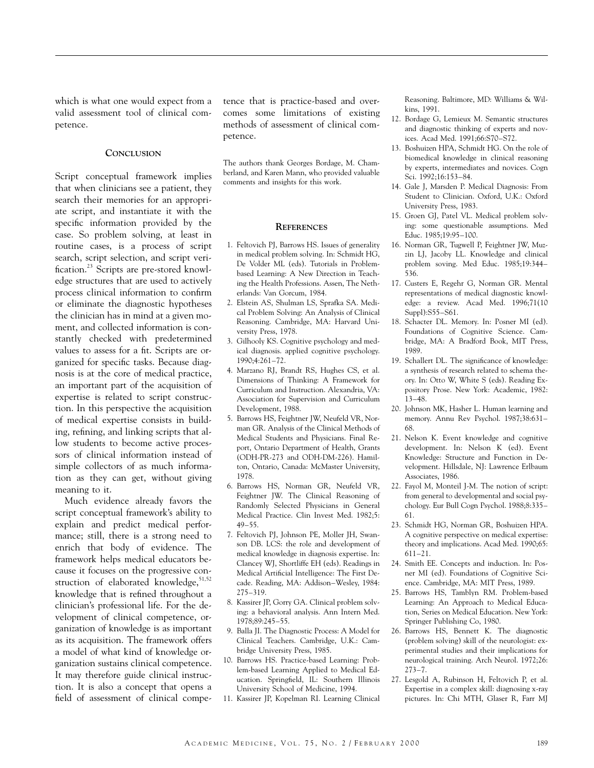which is what one would expect from a valid assessment tool of clinical competence.

## Conclusion

Script conceptual framework implies that when clinicians see a patient, they search their memories for an appropriate script, and instantiate it with the specific information provided by the case. So problem solving, at least in routine cases, is a process of script search, script selection, and script verification.[23] Scripts are pre-stored knowledge structures that are used to actively process clinical information to confirm or eliminate the diagnostic hypotheses the clinician has in mind at a given moment, and collected information is constantly checked with predetermined values to assess for a fit. Scripts are organized for specific tasks. Because diagnosis is at the core of medical practice, an important part of the acquisition of expertise is related to script construction. In this perspective the acquisition of medical expertise consists in building, refining, and linking scripts that allow students to become active processors of clinical information instead of simple collectors of as much information as they can get, without giving meaning to it.

Much evidence already favors the script conceptual framework's ability to explain and predict medical performance; still, there is a strong need to enrich that body of evidence. The framework helps medical educators because it focuses on the progressive construction of elaborated knowledge,[51,52] knowledge that is refined throughout a clinician's professional life. For the development of clinical competence, organization of knowledge is as important as its acquisition. The framework offers a model of what kind of knowledge organization sustains clinical competence. It may therefore guide clinical instruction. It is also a concept that opens a field of assessment of clinical competence that is practice-based and overcomes some limitations of existing methods of assessment of clinical competence.

The authors thank Georges Bordage, M. Chamberland, and Karen Mann, who provided valuable comments and insights for this work.

## References

1. Feltovich PJ, Barrows HS. Issues of generality in medical problem solving. In: Schmidt HG, De Volder ML (eds). Tutorials in Problem-based Learning: A New Direction in Teaching the Health Professions. Assen, The Netherlands: Van Gorcum, 1984.
2. Elstein AS, Shulman LS, Sprafka SA. Medical Problem Solving: An Analysis of Clinical Reasoning. Cambridge, MA: Harvard University Press, 1978.
3. Gilhooly KS. Cognitive psychology and medical diagnosis. applied cognitive psychology. 1990;4:261–72.
4. Marzano RJ, Brandt RS, Hughes CS, et al. Dimensions of Thinking: A Framework for Curriculum and Instruction. Alexandria, VA: Association for Supervision and Curriculum Development, 1988.
5. Barrows HS, Feightner JW, Neufeld VR, Norman GR. Analysis of the Clinical Methods of Medical Students and Physicians. Final Report, Ontario Department of Health, Grants (ODH-PR-273 and ODH-DM-226). Hamilton, Ontario, Canada: McMaster University, 1978.
6. Barrows HS, Norman GR, Neufeld VR, Feightner JW. The Clinical Reasoning of Randomly Selected Physicians in General Medical Practice. Clin Invest Med. 1982;5: 49–55.
7. Feltovich PJ, Johnson PE, Moller JH, Swanson DB. LCS: the role and development of medical knowledge in diagnosis expertise. In: Clancey WJ, Shortliffe EH (eds). Readings in Medical Artificial Intelligence: The First Decade. Reading, MA: Addison–Wesley, 1984: 275–319.
8. Kassirer JP, Gorry GA. Clinical problem solving: a behavioral analysis. Ann Intern Med. 1978;89:245–55.
9. Balla JI. The Diagnostic Process: A Model for Clinical Teachers. Cambridge, U.K.: Cambridge University Press, 1985.
10. Barrows HS. Practice-based Learning: Problem-based Learning Applied to Medical Education. Springfield, IL: Southern Illinois University School of Medicine, 1994.
11. Kassirer JP, Kopelman RI. Learning Clinical Reasoning. Baltimore, MD: Williams & Wilkins, 1991.
12. Bordage G, Lemieux M. Semantic structures and diagnostic thinking of experts and novices. Acad Med. 1991;66:S70–S72.
13. Boshuizen HPA, Schmidt HG. On the role of biomedical knowledge in clinical reasoning by experts, intermediates and novices. Cogn Sci. 1992;16:153–84.
14. Gale J, Marsden P. Medical Diagnosis: From Student to Clinician. Oxford, U.K.: Oxford University Press, 1983.
15. Groen GJ, Patel VL. Medical problem solving: some questionable assumptions. Med Educ. 1985;19:95–100.
16. Norman GR, Tugwell P, Feightner JW, Muzzin LJ, Jacoby LL. Knowledge and clinical problem soving. Med Educ. 1985;19:344–536.
17. Custers E, Regehr G, Norman GR. Mental representations of medical diagnostic knowledge: a review. Acad Med. 1996;71(10 Suppl):S55–S61.
18. Schacter DL. Memory. In: Posner MI (ed). Foundations of Cognitive Science. Cambridge, MA: A Bradford Book, MIT Press, 1989.
19. Schallert DL. The significance of knowledge: a synthesis of research related to schema theory. In: Otto W, White S (eds). Reading Expository Prose. New York: Academic, 1982: 13–48.
20. Johnson MK, Hasher L. Human learning and memory. Annu Rev Psychol. 1987;38:631–68.
21. Nelson K. Event knowledge and cognitive development. In: Nelson K (ed). Event Knowledge: Structure and Function in Development. Hillsdale, NJ: Lawrence Erlbaum Associates, 1986.
22. Fayol M, Monteil J-M. The notion of script: from general to developmental and social psychology. Eur Bull Cogn Psychol. 1988;8:335–61.
23. Schmidt HG, Norman GR, Boshuizen HPA. A cognitive perspective on medical expertise: theory and implications. Acad Med. 1990;65: 611–21.
24. Smith EE. Concepts and induction. In: Posner MI (ed). Foundations of Cognitive Science. Cambridge, MA: MIT Press, 1989.
25. Barrows HS, Tamblyn RM. Problem-based Learning: An Approach to Medical Education, Series on Medical Education. New York: Springer Publishing Co, 1980.
26. Barrows HS, Bennett K. The diagnostic (problem solving) skill of the neurologist: experimental studies and their implications for neurological training. Arch Neurol. 1972;26: 273–7.
27. Lesgold A, Rubinson H, Feltovich P, et al. Expertise in a complex skill: diagnosing x-ray pictures. In: Chi MTH, Glaser R, Farr MJ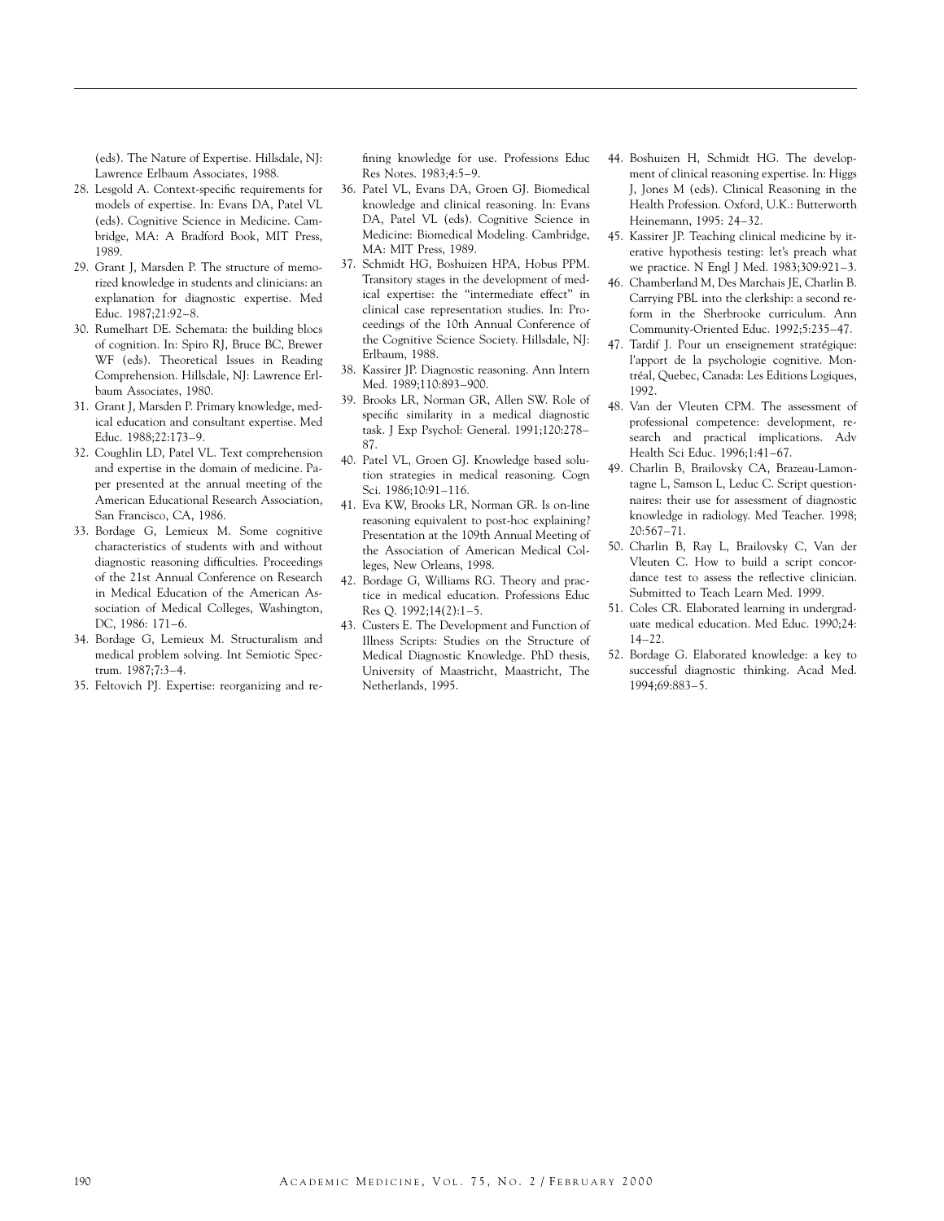(eds). The Nature of Expertise. Hillsdale, NJ: Lawrence Erlbaum Associates, 1988.

28. Lesgold A. Context-specific requirements for models of expertise. In: Evans DA, Patel VL (eds). Cognitive Science in Medicine. Cambridge, MA: A Bradford Book, MIT Press, 1989.
29. Grant J, Marsden P. The structure of memorized knowledge in students and clinicians: an explanation for diagnostic expertise. Med Educ. 1987;21:92–8.
30. Rumelhart DE. Schemata: the building blocs of cognition. In: Spiro RJ, Bruce BC, Brewer WF (eds). Theoretical Issues in Reading Comprehension. Hillsdale, NJ: Lawrence Erlbaum Associates, 1980.
31. Grant J, Marsden P. Primary knowledge, medical education and consultant expertise. Med Educ. 1988;22:173–9.
32. Coughlin LD, Patel VL. Text comprehension and expertise in the domain of medicine. Paper presented at the annual meeting of the American Educational Research Association, San Francisco, CA, 1986.
33. Bordage G, Lemieux M. Some cognitive characteristics of students with and without diagnostic reasoning difficulties. Proceedings of the 21st Annual Conference on Research in Medical Education of the American Association of Medical Colleges, Washington, DC, 1986: 171–6.
34. Bordage G, Lemieux M. Structuralism and medical problem solving. Int Semiotic Spectrum. 1987;7:3–4.
35. Feltovich PJ. Expertise: reorganizing and refining knowledge for use. Professions Educ Res Notes. 1983;4:5–9.
36. Patel VL, Evans DA, Groen GJ. Biomedical knowledge and clinical reasoning. In: Evans DA, Patel VL (eds). Cognitive Science in Medicine: Biomedical Modeling. Cambridge, MA: MIT Press, 1989.
37. Schmidt HG, Boshuizen HPA, Hobus PPM. Transitory stages in the development of medical expertise: the "intermediate effect" in clinical case representation studies. In: Proceedings of the 10th Annual Conference of the Cognitive Science Society. Hillsdale, NJ: Erlbaum, 1988.
38. Kassirer JP. Diagnostic reasoning. Ann Intern Med. 1989;110:893–900.
39. Brooks LR, Norman GR, Allen SW. Role of specific similarity in a medical diagnostic task. J Exp Psychol: General. 1991;120:278–87.
40. Patel VL, Groen GJ. Knowledge based solution strategies in medical reasoning. Cogn Sci. 1986;10:91–116.
41. Eva KW, Brooks LR, Norman GR. Is on-line reasoning equivalent to post-hoc explaining? Presentation at the 109th Annual Meeting of the Association of American Medical Colleges, New Orleans, 1998.
42. Bordage G, Williams RG. Theory and practice in medical education. Professions Educ Res Q. 1992;14(2):1–5.
43. Custers E. The Development and Function of Illness Scripts: Studies on the Structure of Medical Diagnostic Knowledge. PhD thesis, University of Maastricht, Maastricht, The Netherlands, 1995.
44. Boshuizen H, Schmidt HG. The development of clinical reasoning expertise. In: Higgs J, Jones M (eds). Clinical Reasoning in the Health Profession. Oxford, U.K.: Butterworth Heinemann, 1995: 24–32.
45. Kassirer JP. Teaching clinical medicine by iterative hypothesis testing: let's preach what we practice. N Engl J Med. 1983;309:921–3.
46. Chamberland M, Des Marchais JE, Charlin B. Carrying PBL into the clerkship: a second reform in the Sherbrooke curriculum. Ann Community-Oriented Educ. 1992;5:235–47.
47. Tardif J. Pour un enseignement stratégique: l'apport de la psychologie cognitive. Montréal, Quebec, Canada: Les Editions Logiques, 1992.
48. Van der Vleuten CPM. The assessment of professional competence: development, research and practical implications. Adv Health Sci Educ. 1996;1:41–67.
49. Charlin B, Brailovsky CA, Brazeau-Lamontagne L, Samson L, Leduc C. Script questionnaires: their use for assessment of diagnostic knowledge in radiology. Med Teacher. 1998; 20:567–71.
50. Charlin B, Ray L, Brailovsky C, Van der Vleuten C. How to build a script concordance test to assess the reflective clinician. Submitted to Teach Learn Med. 1999.
51. Coles CR. Elaborated learning in undergraduate medical education. Med Educ. 1990;24: 14–22.
52. Bordage G. Elaborated knowledge: a key to successful diagnostic thinking. Acad Med. 1994;69:883–5.